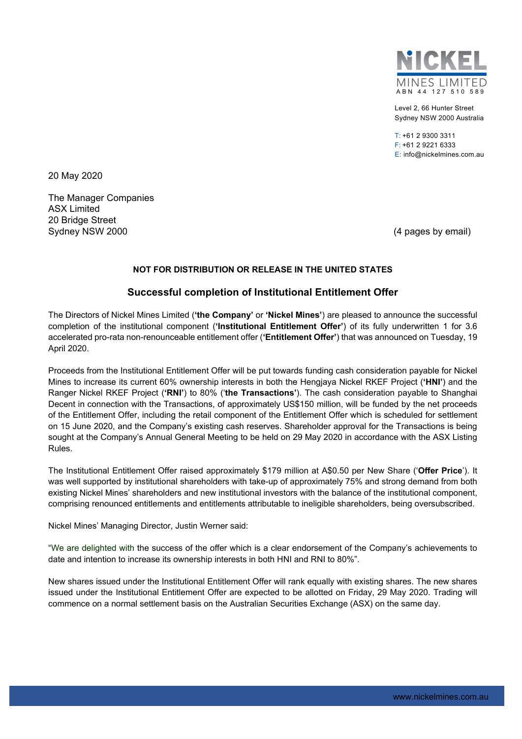NICKEL MINES LIMITED
ABN 44 127 510 589

Level 2, 66 Hunter Street
Sydney NSW 2000 Australia

T: +61 2 9300 3311
F: +61 2 9221 6333
E: info@nickelmines.com.au

20 May 2020

The Manager Companies
ASX Limited
20 Bridge Street
Sydney NSW 2000

(4 pages by email)

**NOT FOR DISTRIBUTION OR RELEASE IN THE UNITED STATES**

## Successful completion of Institutional Entitlement Offer

The Directors of Nickel Mines Limited (**'the Company'** or **'Nickel Mines'**) are pleased to announce the successful completion of the institutional component (**'Institutional Entitlement Offer'**) of its fully underwritten 1 for 3.6 accelerated pro-rata non-renounceable entitlement offer (**'Entitlement Offer'**) that was announced on Tuesday, 19 April 2020.

Proceeds from the Institutional Entitlement Offer will be put towards funding cash consideration payable for Nickel Mines to increase its current 60% ownership interests in both the Hengjaya Nickel RKEF Project (**'HNI'**) and the Ranger Nickel RKEF Project (**'RNI'**) to 80% (**'the Transactions'**). The cash consideration payable to Shanghai Decent in connection with the Transactions, of approximately US$150 million, will be funded by the net proceeds of the Entitlement Offer, including the retail component of the Entitlement Offer which is scheduled for settlement on 15 June 2020, and the Company's existing cash reserves. Shareholder approval for the Transactions is being sought at the Company's Annual General Meeting to be held on 29 May 2020 in accordance with the ASX Listing Rules.

The Institutional Entitlement Offer raised approximately $179 million at A$0.50 per New Share ('**Offer Price**'). It was well supported by institutional shareholders with take-up of approximately 75% and strong demand from both existing Nickel Mines' shareholders and new institutional investors with the balance of the institutional component, comprising renounced entitlements and entitlements attributable to ineligible shareholders, being oversubscribed.

Nickel Mines' Managing Director, Justin Werner said:

"We are delighted with the success of the offer which is a clear endorsement of the Company's achievements to date and intention to increase its ownership interests in both HNI and RNI to 80%".

New shares issued under the Institutional Entitlement Offer will rank equally with existing shares. The new shares issued under the Institutional Entitlement Offer are expected to be allotted on Friday, 29 May 2020. Trading will commence on a normal settlement basis on the Australian Securities Exchange (ASX) on the same day.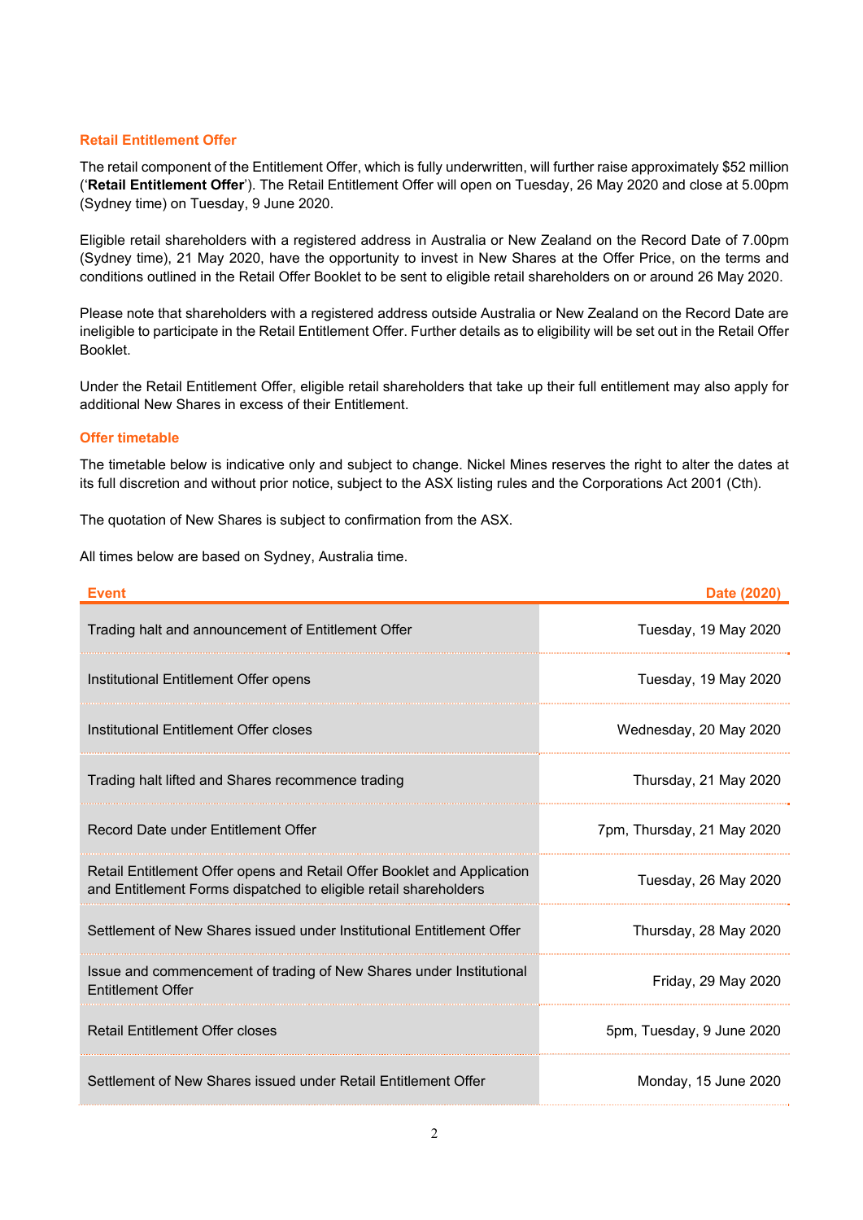### Retail Entitlement Offer

The retail component of the Entitlement Offer, which is fully underwritten, will further raise approximately $52 million ('**Retail Entitlement Offer**'). The Retail Entitlement Offer will open on Tuesday, 26 May 2020 and close at 5.00pm (Sydney time) on Tuesday, 9 June 2020.

Eligible retail shareholders with a registered address in Australia or New Zealand on the Record Date of 7.00pm (Sydney time), 21 May 2020, have the opportunity to invest in New Shares at the Offer Price, on the terms and conditions outlined in the Retail Offer Booklet to be sent to eligible retail shareholders on or around 26 May 2020.

Please note that shareholders with a registered address outside Australia or New Zealand on the Record Date are ineligible to participate in the Retail Entitlement Offer. Further details as to eligibility will be set out in the Retail Offer Booklet.

Under the Retail Entitlement Offer, eligible retail shareholders that take up their full entitlement may also apply for additional New Shares in excess of their Entitlement.

### Offer timetable

The timetable below is indicative only and subject to change. Nickel Mines reserves the right to alter the dates at its full discretion and without prior notice, subject to the ASX listing rules and the Corporations Act 2001 (Cth).

The quotation of New Shares is subject to confirmation from the ASX.

All times below are based on Sydney, Australia time.

| Event | Date (2020) |
|---|---|
| Trading halt and announcement of Entitlement Offer | Tuesday, 19 May 2020 |
| Institutional Entitlement Offer opens | Tuesday, 19 May 2020 |
| Institutional Entitlement Offer closes | Wednesday, 20 May 2020 |
| Trading halt lifted and Shares recommence trading | Thursday, 21 May 2020 |
| Record Date under Entitlement Offer | 7pm, Thursday, 21 May 2020 |
| Retail Entitlement Offer opens and Retail Offer Booklet and Application and Entitlement Forms dispatched to eligible retail shareholders | Tuesday, 26 May 2020 |
| Settlement of New Shares issued under Institutional Entitlement Offer | Thursday, 28 May 2020 |
| Issue and commencement of trading of New Shares under Institutional Entitlement Offer | Friday, 29 May 2020 |
| Retail Entitlement Offer closes | 5pm, Tuesday, 9 June 2020 |
| Settlement of New Shares issued under Retail Entitlement Offer | Monday, 15 June 2020 |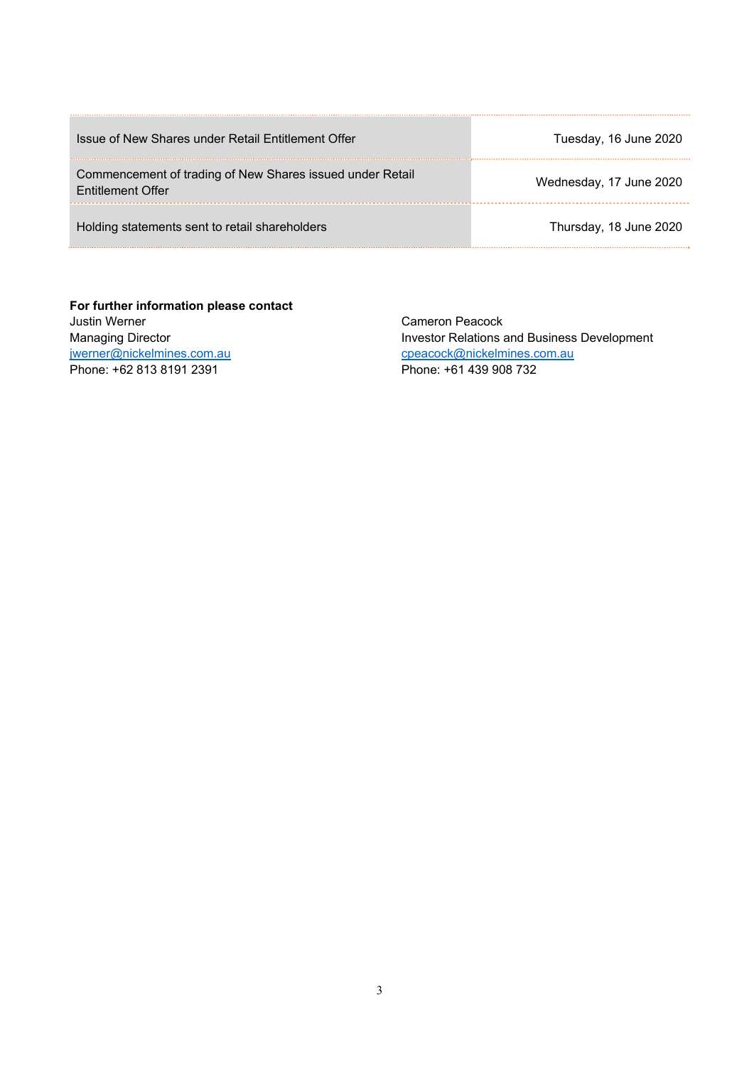| | |
|---|---|
| Issue of New Shares under Retail Entitlement Offer | Tuesday, 16 June 2020 |
| Commencement of trading of New Shares issued under Retail Entitlement Offer | Wednesday, 17 June 2020 |
| Holding statements sent to retail shareholders | Thursday, 18 June 2020 |

**For further information please contact**

Justin Werner
Managing Director
jwerner@nickelmines.com.au
Phone: +62 813 8191 2391

Cameron Peacock
Investor Relations and Business Development
cpeacock@nickelmines.com.au
Phone: +61 439 908 732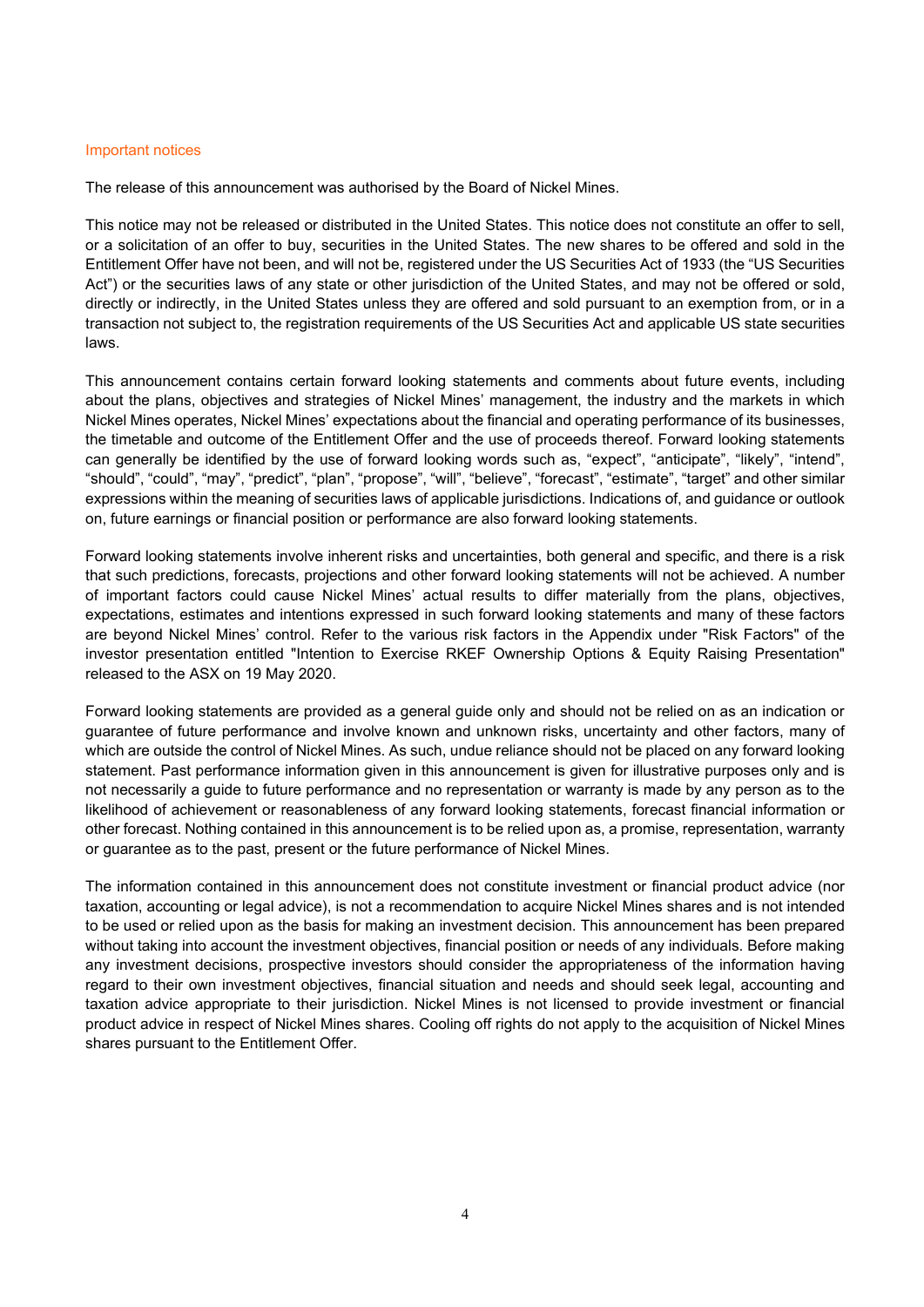## Important notices

The release of this announcement was authorised by the Board of Nickel Mines.

This notice may not be released or distributed in the United States. This notice does not constitute an offer to sell, or a solicitation of an offer to buy, securities in the United States. The new shares to be offered and sold in the Entitlement Offer have not been, and will not be, registered under the US Securities Act of 1933 (the "US Securities Act") or the securities laws of any state or other jurisdiction of the United States, and may not be offered or sold, directly or indirectly, in the United States unless they are offered and sold pursuant to an exemption from, or in a transaction not subject to, the registration requirements of the US Securities Act and applicable US state securities laws.

This announcement contains certain forward looking statements and comments about future events, including about the plans, objectives and strategies of Nickel Mines' management, the industry and the markets in which Nickel Mines operates, Nickel Mines' expectations about the financial and operating performance of its businesses, the timetable and outcome of the Entitlement Offer and the use of proceeds thereof. Forward looking statements can generally be identified by the use of forward looking words such as, "expect", "anticipate", "likely", "intend", "should", "could", "may", "predict", "plan", "propose", "will", "believe", "forecast", "estimate", "target" and other similar expressions within the meaning of securities laws of applicable jurisdictions. Indications of, and guidance or outlook on, future earnings or financial position or performance are also forward looking statements.

Forward looking statements involve inherent risks and uncertainties, both general and specific, and there is a risk that such predictions, forecasts, projections and other forward looking statements will not be achieved. A number of important factors could cause Nickel Mines' actual results to differ materially from the plans, objectives, expectations, estimates and intentions expressed in such forward looking statements and many of these factors are beyond Nickel Mines' control. Refer to the various risk factors in the Appendix under "Risk Factors" of the investor presentation entitled "Intention to Exercise RKEF Ownership Options & Equity Raising Presentation" released to the ASX on 19 May 2020.

Forward looking statements are provided as a general guide only and should not be relied on as an indication or guarantee of future performance and involve known and unknown risks, uncertainty and other factors, many of which are outside the control of Nickel Mines. As such, undue reliance should not be placed on any forward looking statement. Past performance information given in this announcement is given for illustrative purposes only and is not necessarily a guide to future performance and no representation or warranty is made by any person as to the likelihood of achievement or reasonableness of any forward looking statements, forecast financial information or other forecast. Nothing contained in this announcement is to be relied upon as, a promise, representation, warranty or guarantee as to the past, present or the future performance of Nickel Mines.

The information contained in this announcement does not constitute investment or financial product advice (nor taxation, accounting or legal advice), is not a recommendation to acquire Nickel Mines shares and is not intended to be used or relied upon as the basis for making an investment decision. This announcement has been prepared without taking into account the investment objectives, financial position or needs of any individuals. Before making any investment decisions, prospective investors should consider the appropriateness of the information having regard to their own investment objectives, financial situation and needs and should seek legal, accounting and taxation advice appropriate to their jurisdiction. Nickel Mines is not licensed to provide investment or financial product advice in respect of Nickel Mines shares. Cooling off rights do not apply to the acquisition of Nickel Mines shares pursuant to the Entitlement Offer.